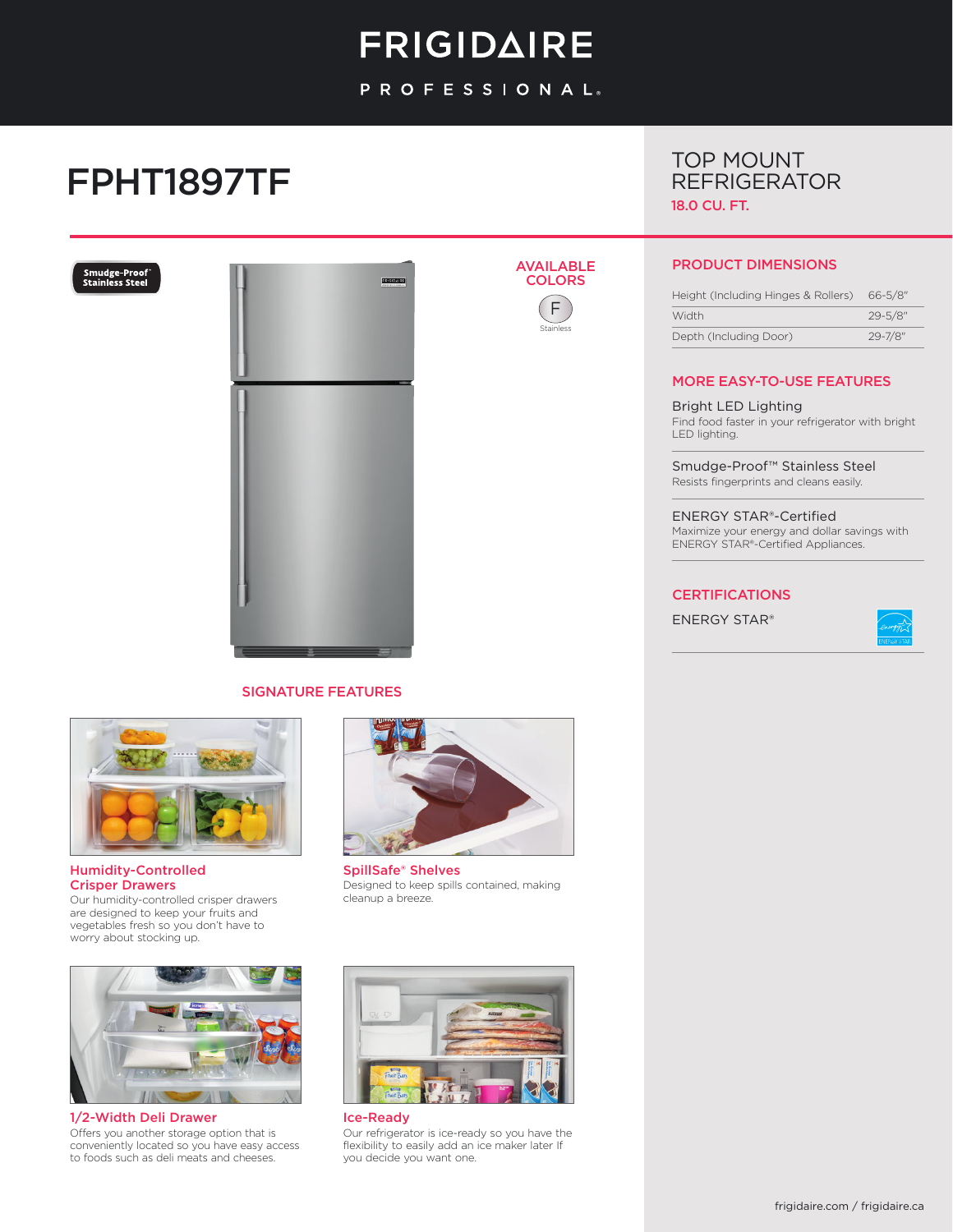# FRIGIDAIRE PROFESSIONAL

# FPHT1897TF

## TOP MOUNT REFRIGERATOR

18.0 CU. FT.

Smudge-Proof™ Stainless Steel

### AVAILABLE COLORS

F
Stainless

### PRODUCT DIMENSIONS

| | |
|---|---|
| Height (Including Hinges & Rollers) | 66-5/8" |
| Width | 29-5/8" |
| Depth (Including Door) | 29-7/8" |

### MORE EASY-TO-USE FEATURES

**Bright LED Lighting**
Find food faster in your refrigerator with bright LED lighting.

**Smudge-Proof™ Stainless Steel**
Resists fingerprints and cleans easily.

**ENERGY STAR®-Certified**
Maximize your energy and dollar savings with ENERGY STAR®-Certified Appliances.

### CERTIFICATIONS

ENERGY STAR®

## SIGNATURE FEATURES

**Humidity-Controlled Crisper Drawers**
Our humidity-controlled crisper drawers are designed to keep your fruits and vegetables fresh so you don't have to worry about stocking up.

**SpillSafe® Shelves**
Designed to keep spills contained, making cleanup a breeze.

**1/2-Width Deli Drawer**
Offers you another storage option that is conveniently located so you have easy access to foods such as deli meats and cheeses.

**Ice-Ready**
Our refrigerator is ice-ready so you have the flexibility to easily add an ice maker later If you decide you want one.

frigidaire.com / frigidaire.ca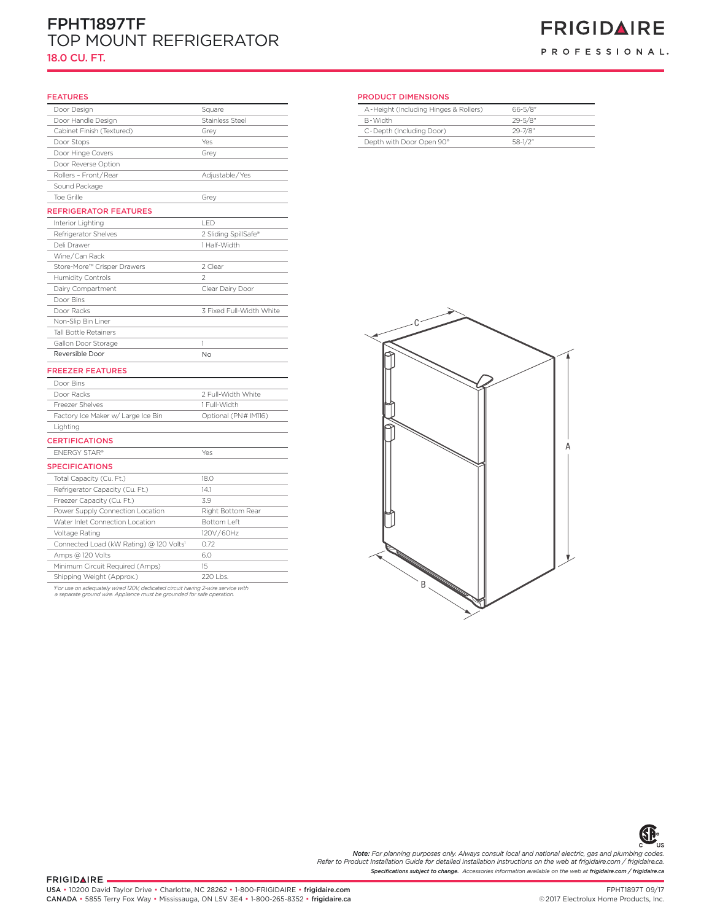# FPHT1897TF
# TOP MOUNT REFRIGERATOR
## 18.0 CU. FT.

FRIGIDAIRE PROFESSIONAL.

### FEATURES

| | |
|---|---|
| Door Design | Square |
| Door Handle Design | Stainless Steel |
| Cabinet Finish (Textured) | Grey |
| Door Stops | Yes |
| Door Hinge Covers | Grey |
| Door Reverse Option | |
| Rollers - Front/Rear | Adjustable/Yes |
| Sound Package | |
| Toe Grille | Grey |

### REFRIGERATOR FEATURES

| | |
|---|---|
| Interior Lighting | LED |
| Refrigerator Shelves | 2 Sliding SpillSafe® |
| Deli Drawer | 1 Half-Width |
| Wine/Can Rack | |
| Store-More™ Crisper Drawers | 2 Clear |
| Humidity Controls | 2 |
| Dairy Compartment | Clear Dairy Door |
| Door Bins | |
| Door Racks | 3 Fixed Full-Width White |
| Non-Slip Bin Liner | |
| Tall Bottle Retainers | |
| Gallon Door Storage | 1 |
| Reversible Door | No |

### FREEZER FEATURES

| | |
|---|---|
| Door Bins | |
| Door Racks | 2 Full-Width White |
| Freezer Shelves | 1 Full-Width |
| Factory Ice Maker w/ Large Ice Bin | Optional (PN# IM116) |
| Lighting | |

### CERTIFICATIONS

| | |
|---|---|
| ENERGY STAR® | Yes |

### SPECIFICATIONS

| | |
|---|---|
| Total Capacity (Cu. Ft.) | 18.0 |
| Refrigerator Capacity (Cu. Ft.) | 14.1 |
| Freezer Capacity (Cu. Ft.) | 3.9 |
| Power Supply Connection Location | Right Bottom Rear |
| Water Inlet Connection Location | Bottom Left |
| Voltage Rating | 120V/60Hz |
| Connected Load (kW Rating) @ 120 Volts[1] | 0.72 |
| Amps @ 120 Volts | 6.0 |
| Minimum Circuit Required (Amps) | 15 |
| Shipping Weight (Approx.) | 220 Lbs. |

*[1]For use on adequately wired 120V, dedicated circuit having 2-wire service with a separate ground wire. Appliance must be grounded for safe operation.*

### PRODUCT DIMENSIONS

| | |
|---|---|
| A-Height (Including Hinges & Rollers) | 66-5/8" |
| B-Width | 29-5/8" |
| C-Depth (Including Door) | 29-7/8" |
| Depth with Door Open 90° | 58-1/2" |

*Note: For planning purposes only. Always consult local and national electric, gas and plumbing codes. Refer to Product Installation Guide for detailed installation instructions on the web at frigidaire.com / frigidaire.ca.*

***Specifications subject to change.** Accessories information available on the web at **frigidaire.com / frigidaire.ca***

FRIGIDAIRE

USA • 10200 David Taylor Drive • Charlotte, NC 28262 • 1-800-FRIGIDAIRE • **frigidaire.com**
CANADA • 5855 Terry Fox Way • Mississauga, ON L5V 3E4 • 1-800-265-8352 • **frigidaire.ca**

FPHT1897T 09/17
©2017 Electrolux Home Products, Inc.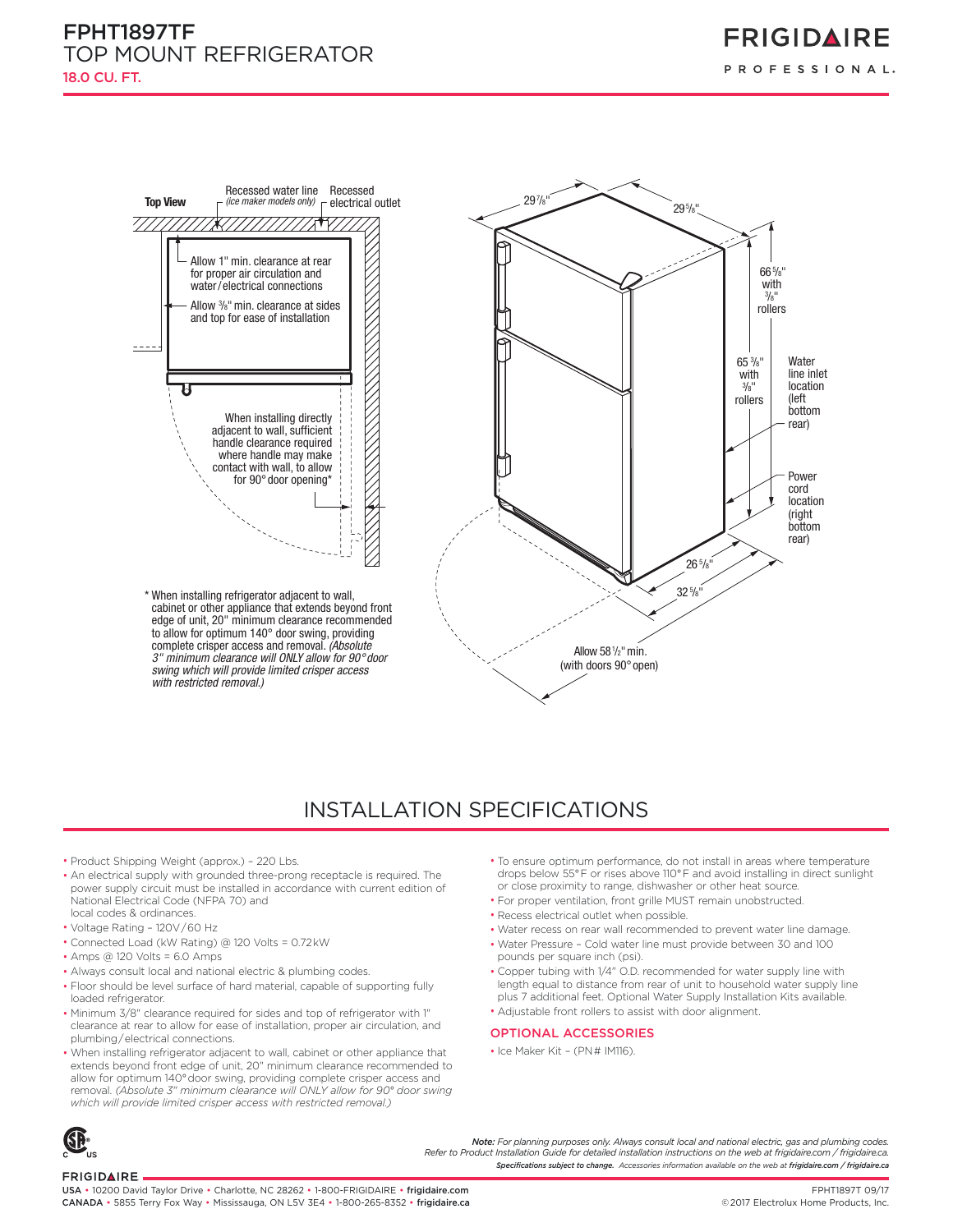# FPHT1897TF

## TOP MOUNT REFRIGERATOR

18.0 CU. FT.

FRIGIDAIRE PROFESSIONAL.

Top View

Recessed water line *(ice maker models only)*

Recessed electrical outlet

Allow 1" min. clearance at rear for proper air circulation and water/electrical connections

Allow 3/8" min. clearance at sides and top for ease of installation

When installing directly adjacent to wall, sufficient handle clearance required where handle may make contact with wall, to allow for 90° door opening*

\* When installing refrigerator adjacent to wall, cabinet or other appliance that extends beyond front edge of unit, 20" minimum clearance recommended to allow for optimum 140° door swing, providing complete crisper access and removal. *(Absolute 3" minimum clearance will ONLY allow for 90° door swing which will provide limited crisper access with restricted removal.)*

29 7/8"

29 5/8"

66 5/8" with 3/8" rollers

65 3/8" with 3/8" rollers

Water line inlet location (left bottom rear)

Power cord location (right bottom rear)

26 5/8"

32 5/8"

Allow 58 1/2" min. (with doors 90° open)

## INSTALLATION SPECIFICATIONS

- Product Shipping Weight (approx.) – 220 Lbs.
- An electrical supply with grounded three-prong receptacle is required. The power supply circuit must be installed in accordance with current edition of National Electrical Code (NFPA 70) and local codes & ordinances.
- Voltage Rating – 120V/60 Hz
- Connected Load (kW Rating) @ 120 Volts = 0.72kW
- Amps @ 120 Volts = 6.0 Amps
- Always consult local and national electric & plumbing codes.
- Floor should be level surface of hard material, capable of supporting fully loaded refrigerator.
- Minimum 3/8" clearance required for sides and top of refrigerator with 1" clearance at rear to allow for ease of installation, proper air circulation, and plumbing/electrical connections.
- When installing refrigerator adjacent to wall, cabinet or other appliance that extends beyond front edge of unit, 20" minimum clearance recommended to allow for optimum 140° door swing, providing complete crisper access and removal. *(Absolute 3" minimum clearance will ONLY allow for 90° door swing which will provide limited crisper access with restricted removal.)*
- To ensure optimum performance, do not install in areas where temperature drops below 55°F or rises above 110°F and avoid installing in direct sunlight or close proximity to range, dishwasher or other heat source.
- For proper ventilation, front grille MUST remain unobstructed.
- Recess electrical outlet when possible.
- Water recess on rear wall recommended to prevent water line damage.
- Water Pressure – Cold water line must provide between 30 and 100 pounds per square inch (psi).
- Copper tubing with 1/4" O.D. recommended for water supply line with length equal to distance from rear of unit to household water supply line plus 7 additional feet. Optional Water Supply Installation Kits available.
- Adjustable front rollers to assist with door alignment.

### OPTIONAL ACCESSORIES

- Ice Maker Kit – (PN# IM116).

***Note:** For planning purposes only. Always consult local and national electric, gas and plumbing codes. Refer to Product Installation Guide for detailed installation instructions on the web at frigidaire.com / frigidaire.ca.*

***Specifications subject to change.** Accessories information available on the web at **frigidaire.com / frigidaire.ca***

FRIGIDAIRE

USA • 10200 David Taylor Drive • Charlotte, NC 28262 • 1-800-FRIGIDAIRE • frigidaire.com

CANADA • 5855 Terry Fox Way • Mississauga, ON L5V 3E4 • 1-800-265-8352 • frigidaire.ca

FPHT1897T 09/17

©2017 Electrolux Home Products, Inc.